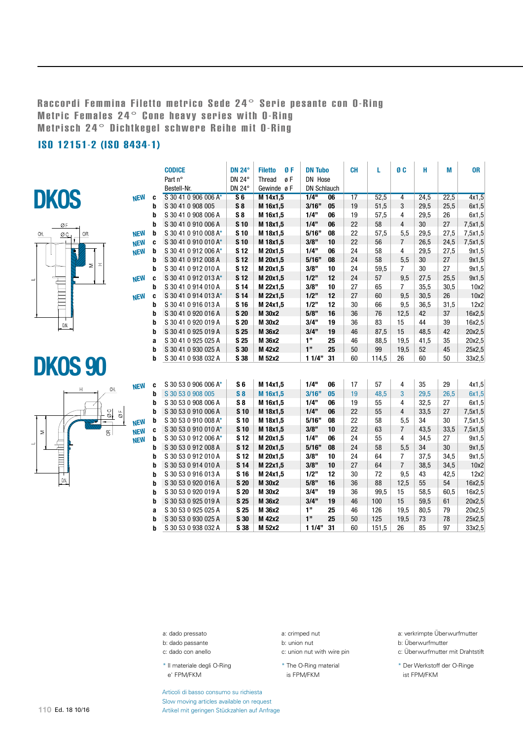# Raccordi Femmina Filetto metrico Sede 24° Serie pesante con O-Ring
# Metric Females 24° Cone heavy series with O-Ring
# Metrisch 24° Dichtkegel schwere Reihe mit O-Ring

## ISO 12151-2 (ISO 8434-1)

## DKOS

| | | CODICE<br>Part n°<br>Bestell-Nr. | DN 24°<br>DN 24°<br>DN 24° | Filetto Ø F<br>Thread ø F<br>Gewinde ø F | DN Tubo<br>DN Hose<br>DN Schlauch | | CH | L | Ø C | H | M | OR |
|---|---|---|---|---|---|---|---|---|---|---|---|---|
| NEW | c | S 30 41 0 906 006 A* | S 6 | M 14x1,5 | 1/4" | 06 | 17 | 52,5 | 4 | 24,5 | 22,5 | 4x1,5 |
| | b | S 30 41 0 908 005 | S 8 | M 16x1,5 | 3/16" | 05 | 19 | 51,5 | 3 | 29,5 | 25,5 | 6x1,5 |
| | b | S 30 41 0 908 006 A | S 8 | M 16x1,5 | 1/4" | 06 | 19 | 57,5 | 4 | 29,5 | 26 | 6x1,5 |
| | b | S 30 41 0 910 006 A | S 10 | M 18x1,5 | 1/4" | 06 | 22 | 58 | 4 | 30 | 27 | 7,5x1,5 |
| NEW | b | S 30 41 0 910 008 A* | S 10 | M 18x1,5 | 5/16" | 08 | 22 | 57,5 | 5,5 | 29,5 | 27,5 | 7,5x1,5 |
| NEW | c | S 30 41 0 910 010 A* | S 10 | M 18x1,5 | 3/8" | 10 | 22 | 56 | 7 | 26,5 | 24,5 | 7,5x1,5 |
| NEW | b | S 30 41 0 912 006 A* | S 12 | M 20x1,5 | 1/4" | 06 | 24 | 58 | 4 | 29,5 | 27,5 | 9x1,5 |
| | b | S 30 41 0 912 008 A | S 12 | M 20x1,5 | 5/16" | 08 | 24 | 58 | 5,5 | 30 | 27 | 9x1,5 |
| | b | S 30 41 0 912 010 A | S 12 | M 20x1,5 | 3/8" | 10 | 24 | 59,5 | 7 | 30 | 27 | 9x1,5 |
| NEW | c | S 30 41 0 912 013 A* | S 12 | M 20x1,5 | 1/2" | 12 | 24 | 57 | 9,5 | 27,5 | 25,5 | 9x1,5 |
| | b | S 30 41 0 914 010 A | S 14 | M 22x1,5 | 3/8" | 10 | 27 | 65 | 7 | 35,5 | 30,5 | 10x2 |
| NEW | c | S 30 41 0 914 013 A* | S 14 | M 22x1,5 | 1/2" | 12 | 27 | 60 | 9,5 | 30,5 | 26 | 10x2 |
| | b | S 30 41 0 916 013 A | S 16 | M 24x1,5 | 1/2" | 12 | 30 | 66 | 9,5 | 36,5 | 31,5 | 12x2 |
| | b | S 30 41 0 920 016 A | S 20 | M 30x2 | 5/8" | 16 | 36 | 76 | 12,5 | 42 | 37 | 16x2,5 |
| | b | S 30 41 0 920 019 A | S 20 | M 30x2 | 3/4" | 19 | 36 | 83 | 15 | 44 | 39 | 16x2,5 |
| | b | S 30 41 0 925 019 A | S 25 | M 36x2 | 3/4" | 19 | 46 | 87,5 | 15 | 48,5 | 42 | 20x2,5 |
| | a | S 30 41 0 925 025 A | S 25 | M 36x2 | 1" | 25 | 46 | 88,5 | 19,5 | 41,5 | 35 | 20x2,5 |
| | b | S 30 41 0 930 025 A | S 30 | M 42x2 | 1" | 25 | 50 | 99 | 19,5 | 52 | 45 | 25x2,5 |
| | b | S 30 41 0 938 032 A | S 38 | M 52x2 | 1 1/4" | 31 | 60 | 114,5 | 26 | 60 | 50 | 33x2,5 |

## DKOS 90

| | | CODICE | DN 24° | Filetto Ø F | DN Tubo | | CH | L | Ø C | H | M | OR |
|---|---|---|---|---|---|---|---|---|---|---|---|---|
| NEW | c | S 30 53 0 906 006 A* | S 6 | M 14x1,5 | 1/4" | 06 | 17 | 57 | 4 | 35 | 29 | 4x1,5 |
| | b | S 30 53 0 908 005 | S 8 | M 16x1,5 | 3/16" | 05 | 19 | 48,5 | 3 | 29,5 | 26,5 | 6x1,5 |
| | b | S 30 53 0 908 006 A | S 8 | M 16x1,5 | 1/4" | 06 | 19 | 55 | 4 | 32,5 | 27 | 6x1,5 |
| | b | S 30 53 0 910 006 A | S 10 | M 18x1,5 | 1/4" | 06 | 22 | 55 | 4 | 33,5 | 27 | 7,5x1,5 |
| NEW | b | S 30 53 0 910 008 A* | S 10 | M 18x1,5 | 5/16" | 08 | 22 | 58 | 5,5 | 34 | 30 | 7,5x1,5 |
| NEW | c | S 30 53 0 910 010 A* | S 10 | M 18x1,5 | 3/8" | 10 | 22 | 63 | 7 | 43,5 | 33,5 | 7,5x1,5 |
| NEW | b | S 30 53 0 912 006 A* | S 12 | M 20x1,5 | 1/4" | 06 | 24 | 55 | 4 | 34,5 | 27 | 9x1,5 |
| | b | S 30 53 0 912 008 A | S 12 | M 20x1,5 | 5/16" | 08 | 24 | 58 | 5,5 | 34 | 30 | 9x1,5 |
| | b | S 30 53 0 912 010 A | S 12 | M 20x1,5 | 3/8" | 10 | 24 | 64 | 7 | 37,5 | 34,5 | 9x1,5 |
| | b | S 30 53 0 914 010 A | S 14 | M 22x1,5 | 3/8" | 10 | 27 | 64 | 7 | 38,5 | 34,5 | 10x2 |
| | b | S 30 53 0 916 013 A | S 16 | M 24x1,5 | 1/2" | 12 | 30 | 72 | 9,5 | 43 | 42,5 | 12x2 |
| | b | S 30 53 0 920 016 A | S 20 | M 30x2 | 5/8" | 16 | 36 | 88 | 12,5 | 55 | 54 | 16x2,5 |
| | b | S 30 53 0 920 019 A | S 20 | M 30x2 | 3/4" | 19 | 36 | 99,5 | 15 | 58,5 | 60,5 | 16x2,5 |
| | b | S 30 53 0 925 019 A | S 25 | M 36x2 | 3/4" | 19 | 46 | 100 | 15 | 59,5 | 61 | 20x2,5 |
| | a | S 30 53 0 925 025 A | S 25 | M 36x2 | 1" | 25 | 46 | 126 | 19,5 | 80,5 | 79 | 20x2,5 |
| | b | S 30 53 0 930 025 A | S 30 | M 42x2 | 1" | 25 | 50 | 125 | 19,5 | 73 | 78 | 25x2,5 |
| | b | S 30 53 0 938 032 A | S 38 | M 52x2 | 1 1/4" | 31 | 60 | 151,5 | 26 | 85 | 97 | 33x2,5 |

a: dado pressato
b: dado passante
c: dado con anello

a: crimped nut
b: union nut
c: union nut with wire pin

a: verkrimpte Überwurfmutter
b: Überwurfmutter
c: Überwurfmutter mit Drahtstift

* Il materiale degli O-Ring e' FPM/FKM

* The O-Ring material is FPM/FKM

* Der Werkstoff der O-Ringe ist FPM/FKM

Articoli di basso consumo su richiesta
Slow moving articles available on request
Artikel mit geringen Stückzahlen auf Anfrage

Ed. 18 10/16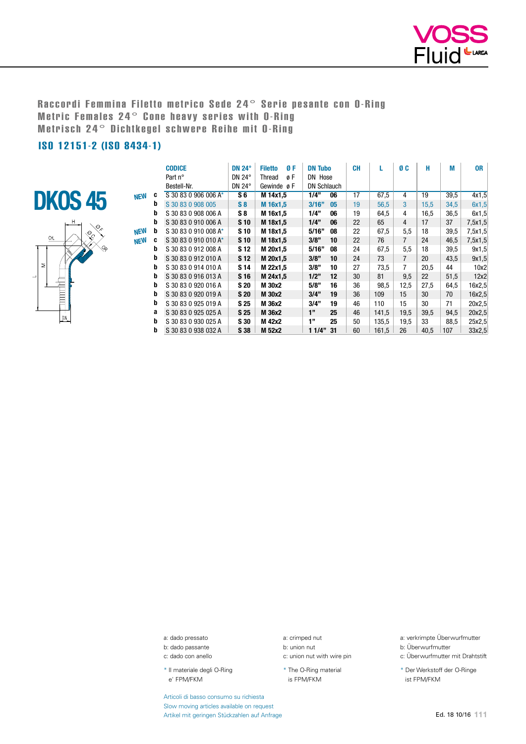# Raccordi Femmina Filetto metrico Sede 24° Serie pesante con O-Ring
# Metric Females 24° Cone heavy series with O-Ring
# Metrisch 24° Dichtkegel schwere Reihe mit O-Ring

## ISO 12151-2 (ISO 8434-1)

## DKOS 45

H, ØF, ØC, OR, CH, M, L, DN

| | | CODICE<br>Part n°<br>Bestell-Nr. | DN 24°<br>DN 24°<br>DN 24° | Filetto ØF<br>Thread ø F<br>Gewinde ø F | DN Tubo<br>DN Hose<br>DN Schlauch | | CH | L | Ø C | H | M | OR |
|---|---|---|---|---|---|---|---|---|---|---|---|---|
| NEW | c | S 30 83 0 906 006 A* | S 6 | M 14x1,5 | 1/4" | 06 | 17 | 67,5 | 4 | 19 | 39,5 | 4x1,5 |
| | b | S 30 83 0 908 005 | S 8 | M 16x1,5 | 3/16" | 05 | 19 | 56,5 | 3 | 15,5 | 34,5 | 6x1,5 |
| | b | S 30 83 0 908 006 A | S 8 | M 16x1,5 | 1/4" | 06 | 19 | 64,5 | 4 | 16,5 | 36,5 | 6x1,5 |
| | b | S 30 83 0 910 006 A | S 10 | M 18x1,5 | 1/4" | 06 | 22 | 65 | 4 | 17 | 37 | 7,5x1,5 |
| NEW | b | S 30 83 0 910 008 A* | S 10 | M 18x1,5 | 5/16" | 08 | 22 | 67,5 | 5,5 | 18 | 39,5 | 7,5x1,5 |
| NEW | c | S 30 83 0 910 010 A* | S 10 | M 18x1,5 | 3/8" | 10 | 22 | 76 | 7 | 24 | 46,5 | 7,5x1,5 |
| | b | S 30 83 0 912 008 A | S 12 | M 20x1,5 | 5/16" | 08 | 24 | 67,5 | 5,5 | 18 | 39,5 | 9x1,5 |
| | b | S 30 83 0 912 010 A | S 12 | M 20x1,5 | 3/8" | 10 | 24 | 73 | 7 | 20 | 43,5 | 9x1,5 |
| | b | S 30 83 0 914 010 A | S 14 | M 22x1,5 | 3/8" | 10 | 27 | 73,5 | 7 | 20,5 | 44 | 10x2 |
| | b | S 30 83 0 916 013 A | S 16 | M 24x1,5 | 1/2" | 12 | 30 | 81 | 9,5 | 22 | 51,5 | 12x2 |
| | b | S 30 83 0 920 016 A | S 20 | M 30x2 | 5/8" | 16 | 36 | 98,5 | 12,5 | 27,5 | 64,5 | 16x2,5 |
| | b | S 30 83 0 920 019 A | S 20 | M 30x2 | 3/4" | 19 | 36 | 109 | 15 | 30 | 70 | 16x2,5 |
| | b | S 30 83 0 925 019 A | S 25 | M 36x2 | 3/4" | 19 | 46 | 110 | 15 | 30 | 71 | 20x2,5 |
| | a | S 30 83 0 925 025 A | S 25 | M 36x2 | 1" | 25 | 46 | 141,5 | 19,5 | 39,5 | 94,5 | 20x2,5 |
| | b | S 30 83 0 930 025 A | S 30 | M 42x2 | 1" | 25 | 50 | 135,5 | 19,5 | 33 | 88,5 | 25x2,5 |
| | b | S 30 83 0 938 032 A | S 38 | M 52x2 | 1 1/4" | 31 | 60 | 161,5 | 26 | 40,5 | 107 | 33x2,5 |

a: dado pressato
b: dado passante
c: dado con anello

\* Il materiale degli O-Ring e' FPM/FKM

a: crimped nut
b: union nut
c: union nut with wire pin

\* The O-Ring material is FPM/FKM

a: verkrimpte Überwurfmutter
b: Überwurfmutter
c: Überwurfmutter mit Drahtstift

\* Der Werkstoff der O-Ringe ist FPM/FKM

Articoli di basso consumo su richiesta
Slow moving articles available on request
Artikel mit geringen Stückzahlen auf Anfrage

Ed. 18 10/16